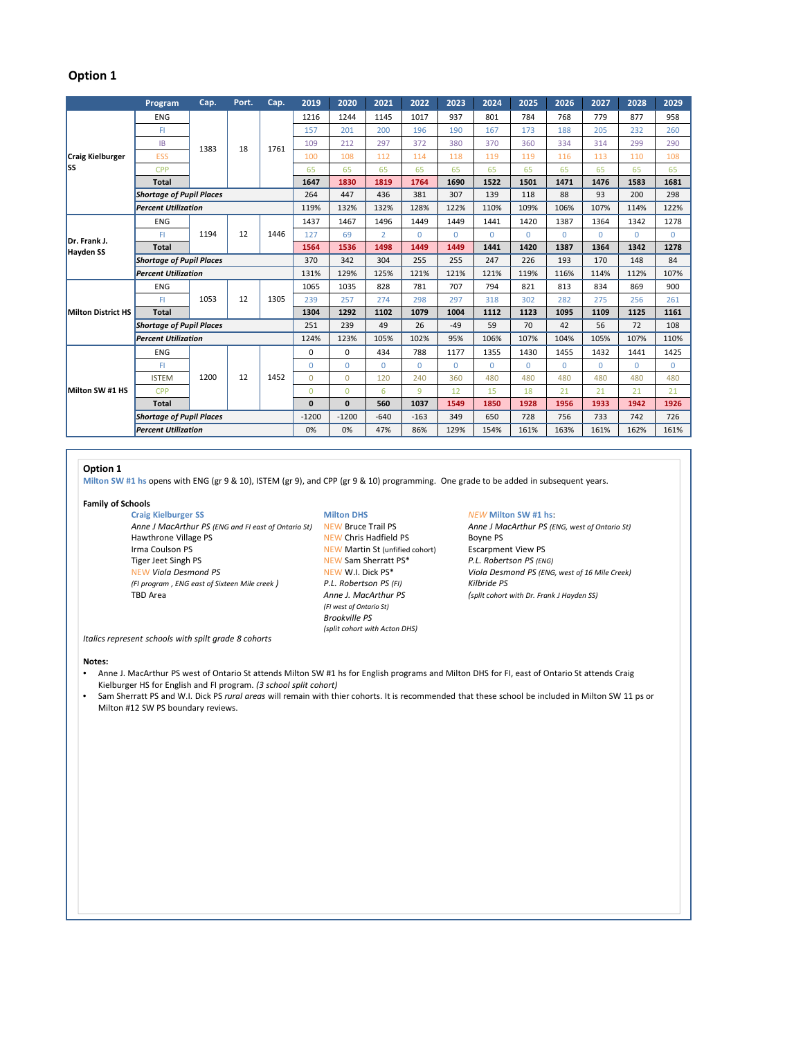## Option 1

| | Program | Cap. | Port. | Cap. | 2019 | 2020 | 2021 | 2022 | 2023 | 2024 | 2025 | 2026 | 2027 | 2028 | 2029 |
|---|---|---|---|---|---|---|---|---|---|---|---|---|---|---|---|
| Craig Kielburger SS | ENG | 1383 | 18 | 1761 | 1216 | 1244 | 1145 | 1017 | 937 | 801 | 784 | 768 | 779 | 877 | 958 |
| | FI | | | | 157 | 201 | 200 | 196 | 190 | 167 | 173 | 188 | 205 | 232 | 260 |
| | IB | | | | 109 | 212 | 297 | 372 | 380 | 370 | 360 | 334 | 314 | 299 | 290 |
| | ESS | | | | 100 | 108 | 112 | 114 | 118 | 119 | 119 | 116 | 113 | 110 | 108 |
| | CPP | | | | 65 | 65 | 65 | 65 | 65 | 65 | 65 | 65 | 65 | 65 | 65 |
| | **Total** | | | | **1647** | **1830** | **1819** | **1764** | **1690** | **1522** | **1501** | **1471** | **1476** | **1583** | **1681** |
| | ***Shortage of Pupil Places*** | | | | 264 | 447 | 436 | 381 | 307 | 139 | 118 | 88 | 93 | 200 | 298 |
| | ***Percent Utilization*** | | | | 119% | 132% | 132% | 128% | 122% | 110% | 109% | 106% | 107% | 114% | 122% |
| Dr. Frank J. Hayden SS | ENG | 1194 | 12 | 1446 | 1437 | 1467 | 1496 | 1449 | 1449 | 1441 | 1420 | 1387 | 1364 | 1342 | 1278 |
| | FI | | | | 127 | 69 | 2 | 0 | 0 | 0 | 0 | 0 | 0 | 0 | 0 |
| | **Total** | | | | **1564** | **1536** | **1498** | **1449** | **1449** | **1441** | **1420** | **1387** | **1364** | **1342** | **1278** |
| | ***Shortage of Pupil Places*** | | | | 370 | 342 | 304 | 255 | 255 | 247 | 226 | 193 | 170 | 148 | 84 |
| | ***Percent Utilization*** | | | | 131% | 129% | 125% | 121% | 121% | 121% | 119% | 116% | 114% | 112% | 107% |
| Milton District HS | ENG | 1053 | 12 | 1305 | 1065 | 1035 | 828 | 781 | 707 | 794 | 821 | 813 | 834 | 869 | 900 |
| | FI | | | | 239 | 257 | 274 | 298 | 297 | 318 | 302 | 282 | 275 | 256 | 261 |
| | **Total** | | | | **1304** | **1292** | **1102** | **1079** | **1004** | **1112** | **1123** | **1095** | **1109** | **1125** | **1161** |
| | ***Shortage of Pupil Places*** | | | | 251 | 239 | 49 | 26 | -49 | 59 | 70 | 42 | 56 | 72 | 108 |
| | ***Percent Utilization*** | | | | 124% | 123% | 105% | 102% | 95% | 106% | 107% | 104% | 105% | 107% | 110% |
| Milton SW #1 HS | ENG | 1200 | 12 | 1452 | 0 | 0 | 434 | 788 | 1177 | 1355 | 1430 | 1455 | 1432 | 1441 | 1425 |
| | FI | | | | 0 | 0 | 0 | 0 | 0 | 0 | 0 | 0 | 0 | 0 | 0 |
| | ISTEM | | | | 0 | 0 | 120 | 240 | 360 | 480 | 480 | 480 | 480 | 480 | 480 |
| | CPP | | | | 0 | 0 | 6 | 9 | 12 | 15 | 18 | 21 | 21 | 21 | 21 |
| | **Total** | | | | **0** | **0** | **560** | **1037** | **1549** | **1850** | **1928** | **1956** | **1933** | **1942** | **1926** |
| | ***Shortage of Pupil Places*** | | | | -1200 | -1200 | -640 | -163 | 349 | 650 | 728 | 756 | 733 | 742 | 726 |
| | ***Percent Utilization*** | | | | 0% | 0% | 47% | 86% | 129% | 154% | 161% | 163% | 161% | 162% | 161% |

**Option 1**

Milton SW #1 hs opens with ENG (gr 9 & 10), ISTEM (gr 9), and CPP (gr 9 & 10) programming. One grade to be added in subsequent years.

**Family of Schools**

**Craig Kielburger SS**
- *Anne J MacArthur PS (ENG and FI east of Ontario St)*
- Hawthrone Village PS
- Irma Coulson PS
- Tiger Jeet Singh PS
- NEW *Viola Desmond PS*
- *(FI program , ENG east of Sixteen Mile creek )*
- TBD Area

**Milton DHS**
- NEW Bruce Trail PS
- NEW Chris Hadfield PS
- NEW Martin St (unfified cohort)
- NEW Sam Sherratt PS*
- NEW W.I. Dick PS*
- *P.L. Robertson PS (FI)*
- *Anne J. MacArthur PS*
- *(FI west of Ontario St)*
- *Brookville PS*
- *(split cohort with Acton DHS)*

**NEW Milton SW #1 hs:**
- *Anne J MacArthur PS (ENG, west of Ontario St)*
- Boyne PS
- Escarpment View PS
- *P.L. Robertson PS (ENG)*
- *Viola Desmond PS (ENG, west of 16 Mile Creek)*
- *Kilbride PS*
- *(split cohort with Dr. Frank J Hayden SS)*

*Italics represent schools with spilt grade 8 cohorts*

**Notes:**

- Anne J. MacArthur PS west of Ontario St attends Milton SW #1 hs for English programs and Milton DHS for FI, east of Ontario St attends Craig Kielburger HS for English and FI program. *(3 school split cohort)*
- Sam Sherratt PS and W.I. Dick PS *rural areas* will remain with thier cohorts. It is recommended that these school be included in Milton SW 11 ps or Milton #12 SW PS boundary reviews.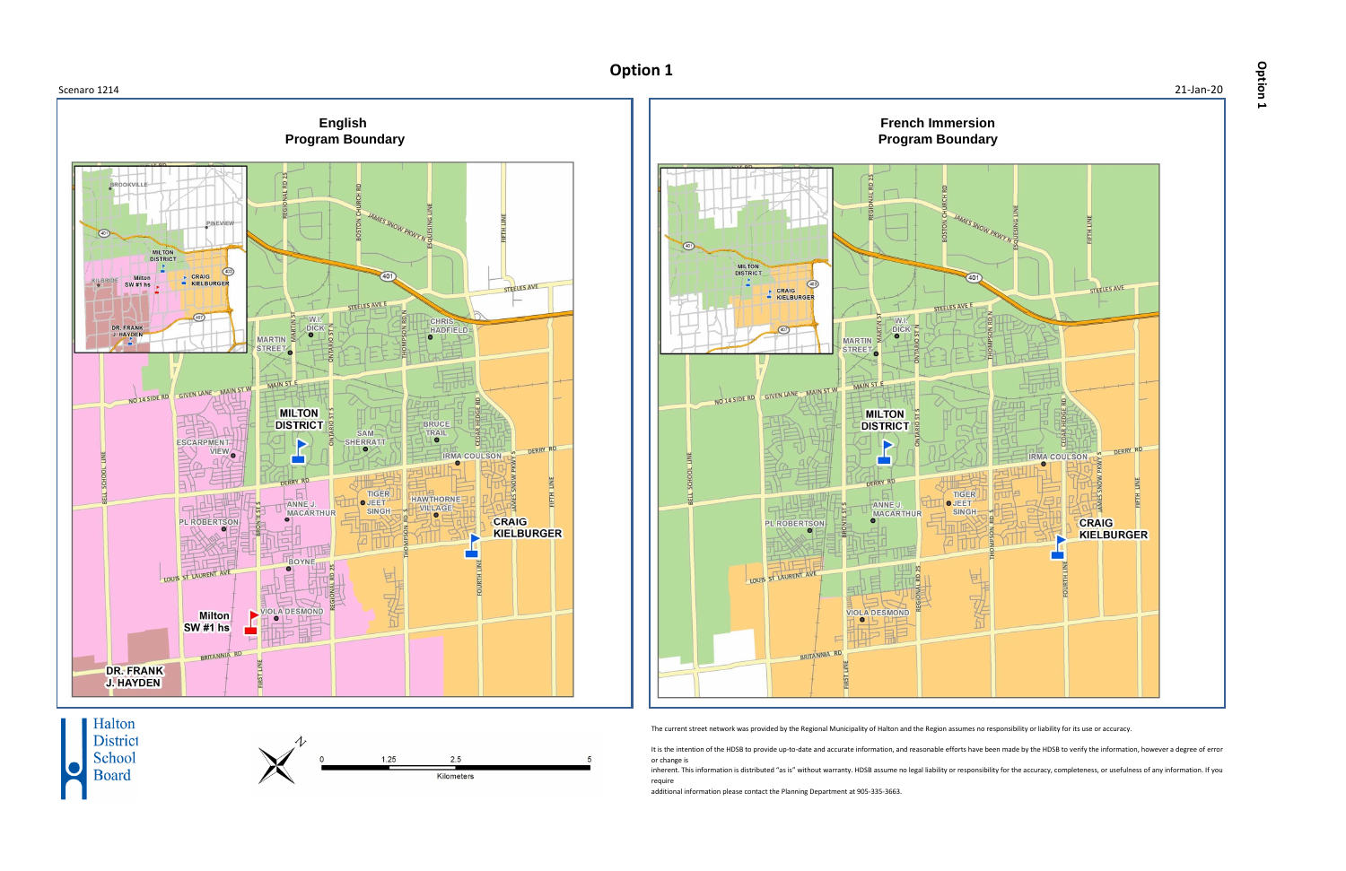# Option 1

Scenaro 1214

21-Jan-20

## English Program Boundary

BROOKVILLE
PINEVIEW
MILTON DISTRICT
KILBRIDE
Milton SW #1 hs
CRAIG KIELBURGER
DR. FRANK J. HAYDEN
401
407
403

REGIONAL RD 25
BOSTON CHURCH RD
JAMES SNOW PKWY N
ESQUESING LINE
FIFTH LINE
STEELES AVE
STEELES AVE E
MARTIN ST
ONTARIO ST N
THOMPSON RD N
W.I. DICK
CHRIS HADFIELD
MARTIN STREET
MAIN ST E
NO 14 SIDE RD
GIVEN LANE
MAIN ST W
MILTON DISTRICT
ONTARIO ST S
BRUCE TRAIL
CEDAR HEDGE RD
ESCARPMENT VIEW
SAM SHERRATT
IRMA COULSON
DERRY RD
JAMES SNOW PKWY S
TIGER JEET SINGH
HAWTHORNE VILLAGE
ANNE J. MACARTHUR
CRAIG KIELBURGER
PL ROBERTSON
BRONTE ST S
THOMPSON RD S
FOURTH LINE
FIFTH LINE
BELL SCHOOL LINE
BOYNE
LOUIS ST LAURENT AVE
REGIONAL RD 25
VIOLA DESMOND
Milton SW #1 hs
BRITANNIA RD
FIRST LINE
DR. FRANK J. HAYDEN

## French Immersion Program Boundary

MILTON DISTRICT
CRAIG KIELBURGER
401
407
403

REGIONAL RD 25
BOSTON CHURCH RD
JAMES SNOW PKWY N
ESQUESING LINE
FIFTH LINE
STEELES AVE
STEELES AVE E
W.I. DICK
MARTIN STREET
MARTIN ST
ONTARIO ST N
THOMPSON RD N
MAIN ST E
NO 14 SIDE RD
GIVEN LANE
MAIN ST W
MILTON DISTRICT
ONTARIO ST S
CEDAR HEDGE RD
IRMA COULSON
DERRY RD
JAMES SNOW PKWY S
TIGER JEET SINGH
ANNE J. MACARTHUR
PL ROBERTSON
BRONTE ST S
THOMPSON RD S
CRAIG KIELBURGER
FOURTH LINE
FIFTH LINE
BELL SCHOOL LINE
LOUIS ST LAURENT AVE
REGIONAL RD 25
VIOLA DESMOND
BRITANNIA RD
FIRST LINE

Halton District School Board

0 1.25 2.5 5
Kilometers

The current street network was provided by the Regional Municipality of Halton and the Region assumes no responsibility or liability for its use or accuracy.

It is the intention of the HDSB to provide up-to-date and accurate information, and reasonable efforts have been made by the HDSB to verify the information, however a degree of error or change is inherent. This information is distributed "as is" without warranty. HDSB assume no legal liability or responsibility for the accuracy, completeness, or usefulness of any information. If you require additional information please contact the Planning Department at 905-335-3663.